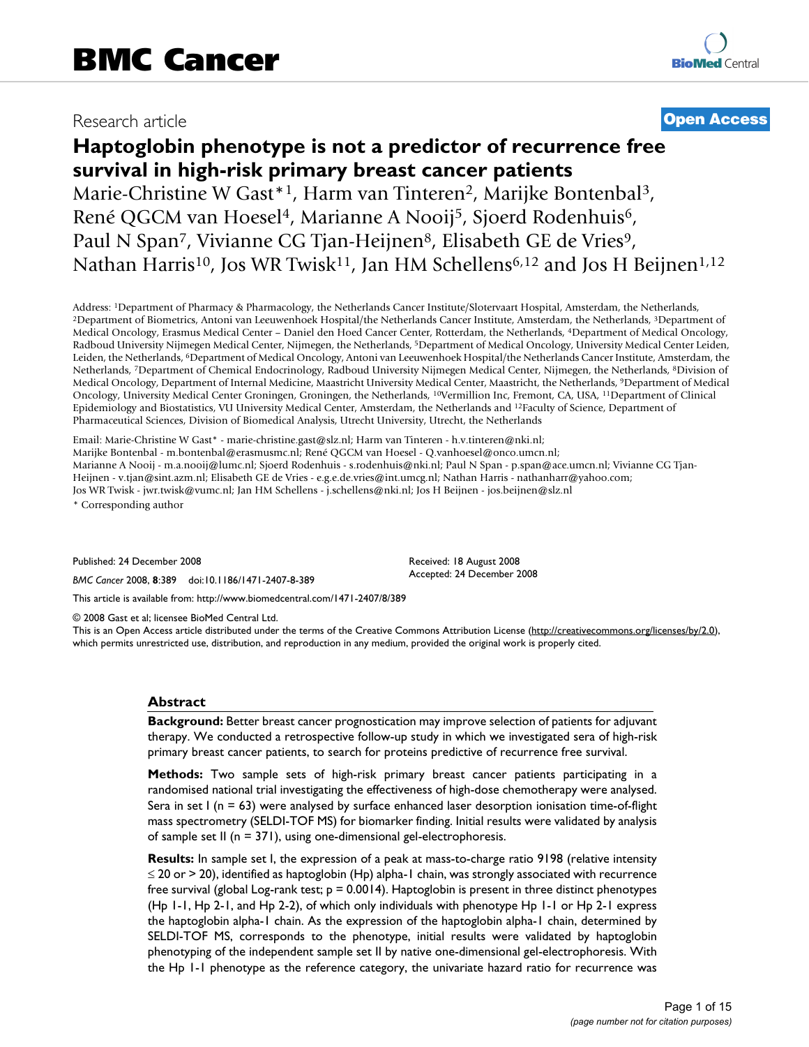BMC Cancer

Research article

Open Access

# Haptoglobin phenotype is not a predictor of recurrence free survival in high-risk primary breast cancer patients

Marie-Christine W Gast*[1], Harm van Tinteren[2], Marijke Bontenbal[3], René QGCM van Hoesel[4], Marianne A Nooij[5], Sjoerd Rodenhuis[6], Paul N Span[7], Vivianne CG Tjan-Heijnen[8], Elisabeth GE de Vries[9], Nathan Harris[10], Jos WR Twisk[11], Jan HM Schellens[6,12] and Jos H Beijnen[1,12]

Address: [1]Department of Pharmacy & Pharmacology, the Netherlands Cancer Institute/Slotervaart Hospital, Amsterdam, the Netherlands, [2]Department of Biometrics, Antoni van Leeuwenhoek Hospital/the Netherlands Cancer Institute, Amsterdam, the Netherlands, [3]Department of Medical Oncology, Erasmus Medical Center – Daniel den Hoed Cancer Center, Rotterdam, the Netherlands, [4]Department of Medical Oncology, Radboud University Nijmegen Medical Center, Nijmegen, the Netherlands, [5]Department of Medical Oncology, University Medical Center Leiden, Leiden, the Netherlands, [6]Department of Medical Oncology, Antoni van Leeuwenhoek Hospital/the Netherlands Cancer Institute, Amsterdam, the Netherlands, [7]Department of Chemical Endocrinology, Radboud University Nijmegen Medical Center, Nijmegen, the Netherlands, [8]Division of Medical Oncology, Department of Internal Medicine, Maastricht University Medical Center, Maastricht, the Netherlands, [9]Department of Medical Oncology, University Medical Center Groningen, Groningen, the Netherlands, [10]Vermillion Inc, Fremont, CA, USA, [11]Department of Clinical Epidemiology and Biostatistics, VU University Medical Center, Amsterdam, the Netherlands and [12]Faculty of Science, Department of Pharmaceutical Sciences, Division of Biomedical Analysis, Utrecht University, Utrecht, the Netherlands

Email: Marie-Christine W Gast* - marie-christine.gast@slz.nl; Harm van Tinteren - h.v.tinteren@nki.nl; Marijke Bontenbal - m.bontenbal@erasmusmc.nl; René QGCM van Hoesel - Q.vanhoesel@onco.umcn.nl; Marianne A Nooij - m.a.nooij@lumc.nl; Sjoerd Rodenhuis - s.rodenhuis@nki.nl; Paul N Span - p.span@ace.umcn.nl; Vivianne CG Tjan-Heijnen - v.tjan@sint.azm.nl; Elisabeth GE de Vries - e.g.e.de.vries@int.umcg.nl; Nathan Harris - nathanharr@yahoo.com; Jos WR Twisk - jwr.twisk@vumc.nl; Jan HM Schellens - j.schellens@nki.nl; Jos H Beijnen - jos.beijnen@slz.nl

\* Corresponding author

Published: 24 December 2008

*BMC Cancer* 2008, **8**:389 doi:10.1186/1471-2407-8-389

Received: 18 August 2008
Accepted: 24 December 2008

This article is available from: http://www.biomedcentral.com/1471-2407/8/389

© 2008 Gast et al; licensee BioMed Central Ltd.
This is an Open Access article distributed under the terms of the Creative Commons Attribution License (http://creativecommons.org/licenses/by/2.0), which permits unrestricted use, distribution, and reproduction in any medium, provided the original work is properly cited.

## Abstract

**Background:** Better breast cancer prognostication may improve selection of patients for adjuvant therapy. We conducted a retrospective follow-up study in which we investigated sera of high-risk primary breast cancer patients, to search for proteins predictive of recurrence free survival.

**Methods:** Two sample sets of high-risk primary breast cancer patients participating in a randomised national trial investigating the effectiveness of high-dose chemotherapy were analysed. Sera in set I (n = 63) were analysed by surface enhanced laser desorption ionisation time-of-flight mass spectrometry (SELDI-TOF MS) for biomarker finding. Initial results were validated by analysis of sample set II (n = 371), using one-dimensional gel-electrophoresis.

**Results:** In sample set I, the expression of a peak at mass-to-charge ratio 9198 (relative intensity $\leq 20$ or $> 20$), identified as haptoglobin (Hp) alpha-1 chain, was strongly associated with recurrence free survival (global Log-rank test; $p = 0.0014$). Haptoglobin is present in three distinct phenotypes (Hp 1-1, Hp 2-1, and Hp 2-2), of which only individuals with phenotype Hp 1-1 or Hp 2-1 express the haptoglobin alpha-1 chain. As the expression of the haptoglobin alpha-1 chain, determined by SELDI-TOF MS, corresponds to the phenotype, initial results were validated by haptoglobin phenotyping of the independent sample set II by native one-dimensional gel-electrophoresis. With the Hp 1-1 phenotype as the reference category, the univariate hazard ratio for recurrence was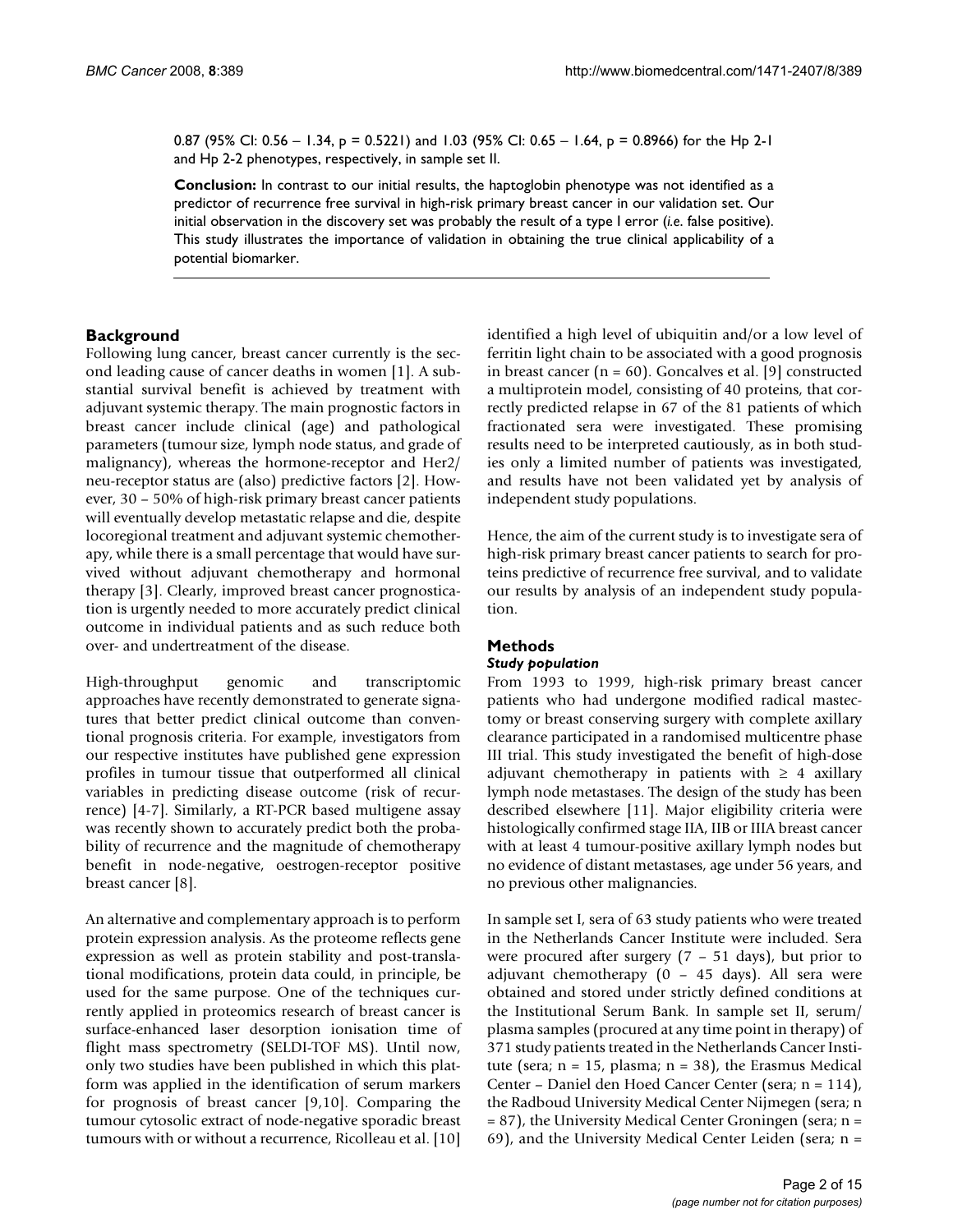0.87 (95% CI: 0.56 – 1.34, p = 0.5221) and 1.03 (95% CI: 0.65 – 1.64, p = 0.8966) for the Hp 2-1 and Hp 2-2 phenotypes, respectively, in sample set II.

**Conclusion:** In contrast to our initial results, the haptoglobin phenotype was not identified as a predictor of recurrence free survival in high-risk primary breast cancer in our validation set. Our initial observation in the discovery set was probably the result of a type I error (*i.e.* false positive). This study illustrates the importance of validation in obtaining the true clinical applicability of a potential biomarker.

## Background

Following lung cancer, breast cancer currently is the second leading cause of cancer deaths in women [1]. A substantial survival benefit is achieved by treatment with adjuvant systemic therapy. The main prognostic factors in breast cancer include clinical (age) and pathological parameters (tumour size, lymph node status, and grade of malignancy), whereas the hormone-receptor and Her2/neu-receptor status are (also) predictive factors [2]. However, 30 – 50% of high-risk primary breast cancer patients will eventually develop metastatic relapse and die, despite locoregional treatment and adjuvant systemic chemotherapy, while there is a small percentage that would have survived without adjuvant chemotherapy and hormonal therapy [3]. Clearly, improved breast cancer prognostication is urgently needed to more accurately predict clinical outcome in individual patients and as such reduce both over- and undertreatment of the disease.

High-throughput genomic and transcriptomic approaches have recently demonstrated to generate signatures that better predict clinical outcome than conventional prognosis criteria. For example, investigators from our respective institutes have published gene expression profiles in tumour tissue that outperformed all clinical variables in predicting disease outcome (risk of recurrence) [4-7]. Similarly, a RT-PCR based multigene assay was recently shown to accurately predict both the probability of recurrence and the magnitude of chemotherapy benefit in node-negative, oestrogen-receptor positive breast cancer [8].

An alternative and complementary approach is to perform protein expression analysis. As the proteome reflects gene expression as well as protein stability and post-translational modifications, protein data could, in principle, be used for the same purpose. One of the techniques currently applied in proteomics research of breast cancer is surface-enhanced laser desorption ionisation time of flight mass spectrometry (SELDI-TOF MS). Until now, only two studies have been published in which this platform was applied in the identification of serum markers for prognosis of breast cancer [9,10]. Comparing the tumour cytosolic extract of node-negative sporadic breast tumours with or without a recurrence, Ricolleau et al. [10] identified a high level of ubiquitin and/or a low level of ferritin light chain to be associated with a good prognosis in breast cancer (n = 60). Goncalves et al. [9] constructed a multiprotein model, consisting of 40 proteins, that correctly predicted relapse in 67 of the 81 patients of which fractionated sera were investigated. These promising results need to be interpreted cautiously, as in both studies only a limited number of patients was investigated, and results have not been validated yet by analysis of independent study populations.

Hence, the aim of the current study is to investigate sera of high-risk primary breast cancer patients to search for proteins predictive of recurrence free survival, and to validate our results by analysis of an independent study population.

## Methods

### *Study population*

From 1993 to 1999, high-risk primary breast cancer patients who had undergone modified radical mastectomy or breast conserving surgery with complete axillary clearance participated in a randomised multicentre phase III trial. This study investigated the benefit of high-dose adjuvant chemotherapy in patients with $\geq$ 4 axillary lymph node metastases. The design of the study has been described elsewhere [11]. Major eligibility criteria were histologically confirmed stage IIA, IIB or IIIA breast cancer with at least 4 tumour-positive axillary lymph nodes but no evidence of distant metastases, age under 56 years, and no previous other malignancies.

In sample set I, sera of 63 study patients who were treated in the Netherlands Cancer Institute were included. Sera were procured after surgery (7 – 51 days), but prior to adjuvant chemotherapy (0 – 45 days). All sera were obtained and stored under strictly defined conditions at the Institutional Serum Bank. In sample set II, serum/plasma samples (procured at any time point in therapy) of 371 study patients treated in the Netherlands Cancer Institute (sera; n = 15, plasma; n = 38), the Erasmus Medical Center – Daniel den Hoed Cancer Center (sera; n = 114), the Radboud University Medical Center Nijmegen (sera; n = 87), the University Medical Center Groningen (sera; n = 69), and the University Medical Center Leiden (sera; n =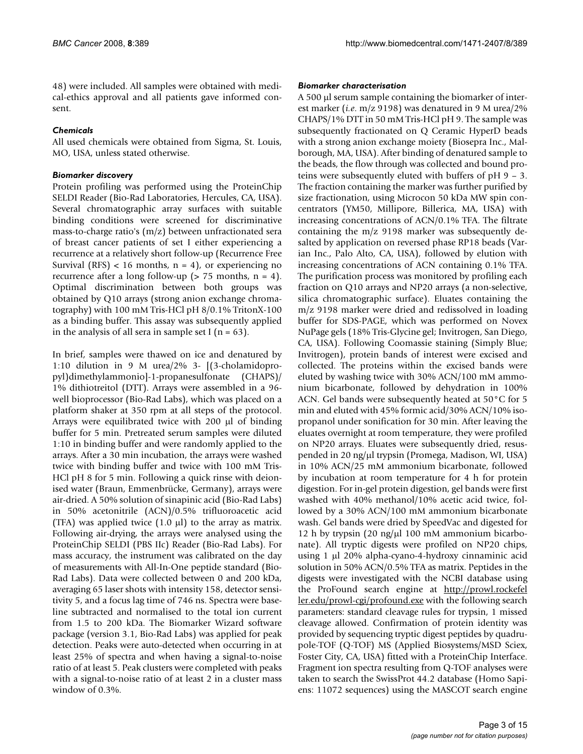48) were included. All samples were obtained with medical-ethics approval and all patients gave informed consent.

### *Chemicals*

All used chemicals were obtained from Sigma, St. Louis, MO, USA, unless stated otherwise.

### *Biomarker discovery*

Protein profiling was performed using the ProteinChip SELDI Reader (Bio-Rad Laboratories, Hercules, CA, USA). Several chromatographic array surfaces with suitable binding conditions were screened for discriminative mass-to-charge ratio's (m/z) between unfractionated sera of breast cancer patients of set I either experiencing a recurrence at a relatively short follow-up (Recurrence Free Survival (RFS) < 16 months, n = 4), or experiencing no recurrence after a long follow-up (> 75 months, n = 4). Optimal discrimination between both groups was obtained by Q10 arrays (strong anion exchange chromatography) with 100 mM Tris-HCl pH 8/0.1% TritonX-100 as a binding buffer. This assay was subsequently applied in the analysis of all sera in sample set I (n = 63).

In brief, samples were thawed on ice and denatured by 1:10 dilution in 9 M urea/2% 3- [(3-cholamidopropyl)dimethylammonio]-1-propanesulfonate (CHAPS)/ 1% dithiotreitol (DTT). Arrays were assembled in a 96-well bioprocessor (Bio-Rad Labs), which was placed on a platform shaker at 350 rpm at all steps of the protocol. Arrays were equilibrated twice with 200 μl of binding buffer for 5 min. Pretreated serum samples were diluted 1:10 in binding buffer and were randomly applied to the arrays. After a 30 min incubation, the arrays were washed twice with binding buffer and twice with 100 mM Tris-HCl pH 8 for 5 min. Following a quick rinse with deionised water (Braun, Emmenbrücke, Germany), arrays were air-dried. A 50% solution of sinapinic acid (Bio-Rad Labs) in 50% acetonitrile (ACN)/0.5% trifluoroacetic acid (TFA) was applied twice (1.0 μl) to the array as matrix. Following air-drying, the arrays were analysed using the ProteinChip SELDI (PBS IIc) Reader (Bio-Rad Labs). For mass accuracy, the instrument was calibrated on the day of measurements with All-In-One peptide standard (Bio-Rad Labs). Data were collected between 0 and 200 kDa, averaging 65 laser shots with intensity 158, detector sensitivity 5, and a focus lag time of 746 ns. Spectra were baseline subtracted and normalised to the total ion current from 1.5 to 200 kDa. The Biomarker Wizard software package (version 3.1, Bio-Rad Labs) was applied for peak detection. Peaks were auto-detected when occurring in at least 25% of spectra and when having a signal-to-noise ratio of at least 5. Peak clusters were completed with peaks with a signal-to-noise ratio of at least 2 in a cluster mass window of 0.3%.

### *Biomarker characterisation*

A 500 μl serum sample containing the biomarker of interest marker (*i.e*. m/z 9198) was denatured in 9 M urea/2% CHAPS/1% DTT in 50 mM Tris-HCl pH 9. The sample was subsequently fractionated on Q Ceramic HyperD beads with a strong anion exchange moiety (Biosepra Inc., Malborough, MA, USA). After binding of denatured sample to the beads, the flow through was collected and bound proteins were subsequently eluted with buffers of pH 9 – 3. The fraction containing the marker was further purified by size fractionation, using Microcon 50 kDa MW spin concentrators (YM50, Millipore, Billerica, MA, USA) with increasing concentrations of ACN/0.1% TFA. The filtrate containing the m/z 9198 marker was subsequently desalted by application on reversed phase RP18 beads (Varian Inc., Palo Alto, CA, USA), followed by elution with increasing concentrations of ACN containing 0.1% TFA. The purification process was monitored by profiling each fraction on Q10 arrays and NP20 arrays (a non-selective, silica chromatographic surface). Eluates containing the m/z 9198 marker were dried and redissolved in loading buffer for SDS-PAGE, which was performed on Novex NuPage gels (18% Tris-Glycine gel; Invitrogen, San Diego, CA, USA). Following Coomassie staining (Simply Blue; Invitrogen), protein bands of interest were excised and collected. The proteins within the excised bands were eluted by washing twice with 30% ACN/100 mM ammonium bicarbonate, followed by dehydration in 100% ACN. Gel bands were subsequently heated at 50°C for 5 min and eluted with 45% formic acid/30% ACN/10% isopropanol under sonification for 30 min. After leaving the eluates overnight at room temperature, they were profiled on NP20 arrays. Eluates were subsequently dried, resuspended in 20 ng/μl trypsin (Promega, Madison, WI, USA) in 10% ACN/25 mM ammonium bicarbonate, followed by incubation at room temperature for 4 h for protein digestion. For in-gel protein digestion, gel bands were first washed with 40% methanol/10% acetic acid twice, followed by a 30% ACN/100 mM ammonium bicarbonate wash. Gel bands were dried by SpeedVac and digested for 12 h by trypsin (20 ng/μl 100 mM ammonium bicarbonate). All tryptic digests were profiled on NP20 chips, using 1 μl 20% alpha-cyano-4-hydroxy cinnaminic acid solution in 50% ACN/0.5% TFA as matrix. Peptides in the digests were investigated with the NCBI database using the ProFound search engine at http://prowl.rockefeller.edu/prowl-cgi/profound.exe with the following search parameters: standard cleavage rules for trypsin, 1 missed cleavage allowed. Confirmation of protein identity was provided by sequencing tryptic digest peptides by quadrupole-TOF (Q-TOF) MS (Applied Biosystems/MSD Sciex, Foster City, CA, USA) fitted with a ProteinChip Interface. Fragment ion spectra resulting from Q-TOF analyses were taken to search the SwissProt 44.2 database (Homo Sapiens: 11072 sequences) using the MASCOT search engine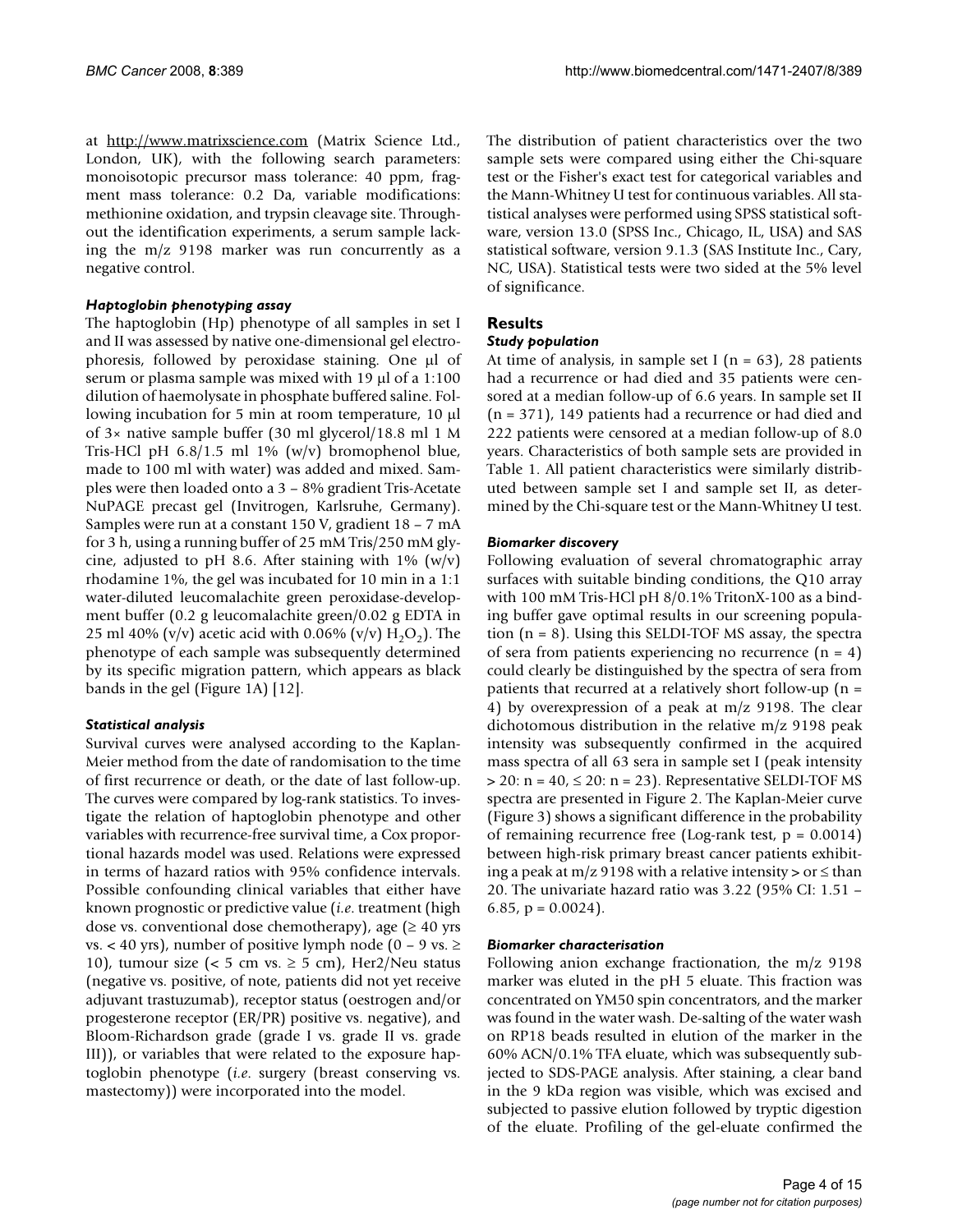at http://www.matrixscience.com (Matrix Science Ltd., London, UK), with the following search parameters: monoisotopic precursor mass tolerance: 40 ppm, fragment mass tolerance: 0.2 Da, variable modifications: methionine oxidation, and trypsin cleavage site. Throughout the identification experiments, a serum sample lacking the m/z 9198 marker was run concurrently as a negative control.

### *Haptoglobin phenotyping assay*

The haptoglobin (Hp) phenotype of all samples in set I and II was assessed by native one-dimensional gel electrophoresis, followed by peroxidase staining. One μl of serum or plasma sample was mixed with 19 μl of a 1:100 dilution of haemolysate in phosphate buffered saline. Following incubation for 5 min at room temperature, 10 μl of 3× native sample buffer (30 ml glycerol/18.8 ml 1 M Tris-HCl pH 6.8/1.5 ml 1% (w/v) bromophenol blue, made to 100 ml with water) was added and mixed. Samples were then loaded onto a 3 – 8% gradient Tris-Acetate NuPAGE precast gel (Invitrogen, Karlsruhe, Germany). Samples were run at a constant 150 V, gradient 18 – 7 mA for 3 h, using a running buffer of 25 mM Tris/250 mM glycine, adjusted to pH 8.6. After staining with 1% (w/v) rhodamine 1%, the gel was incubated for 10 min in a 1:1 water-diluted leucomalachite green peroxidase-development buffer (0.2 g leucomalachite green/0.02 g EDTA in 25 ml 40% (v/v) acetic acid with 0.06% (v/v) $H_2O_2$). The phenotype of each sample was subsequently determined by its specific migration pattern, which appears as black bands in the gel (Figure 1A) [12].

### *Statistical analysis*

Survival curves were analysed according to the Kaplan-Meier method from the date of randomisation to the time of first recurrence or death, or the date of last follow-up. The curves were compared by log-rank statistics. To investigate the relation of haptoglobin phenotype and other variables with recurrence-free survival time, a Cox proportional hazards model was used. Relations were expressed in terms of hazard ratios with 95% confidence intervals. Possible confounding clinical variables that either have known prognostic or predictive value (*i.e.* treatment (high dose vs. conventional dose chemotherapy), age (≥ 40 yrs vs. < 40 yrs), number of positive lymph node (0 – 9 vs. ≥ 10), tumour size (< 5 cm vs. ≥ 5 cm), Her2/Neu status (negative vs. positive, of note, patients did not yet receive adjuvant trastuzumab), receptor status (oestrogen and/or progesterone receptor (ER/PR) positive vs. negative), and Bloom-Richardson grade (grade I vs. grade II vs. grade III)), or variables that were related to the exposure haptoglobin phenotype (*i.e.* surgery (breast conserving vs. mastectomy)) were incorporated into the model.

The distribution of patient characteristics over the two sample sets were compared using either the Chi-square test or the Fisher's exact test for categorical variables and the Mann-Whitney U test for continuous variables. All statistical analyses were performed using SPSS statistical software, version 13.0 (SPSS Inc., Chicago, IL, USA) and SAS statistical software, version 9.1.3 (SAS Institute Inc., Cary, NC, USA). Statistical tests were two sided at the 5% level of significance.

## Results

### *Study population*

At time of analysis, in sample set I (n = 63), 28 patients had a recurrence or had died and 35 patients were censored at a median follow-up of 6.6 years. In sample set II (n = 371), 149 patients had a recurrence or had died and 222 patients were censored at a median follow-up of 8.0 years. Characteristics of both sample sets are provided in Table 1. All patient characteristics were similarly distributed between sample set I and sample set II, as determined by the Chi-square test or the Mann-Whitney U test.

### *Biomarker discovery*

Following evaluation of several chromatographic array surfaces with suitable binding conditions, the Q10 array with 100 mM Tris-HCl pH 8/0.1% TritonX-100 as a binding buffer gave optimal results in our screening population (n = 8). Using this SELDI-TOF MS assay, the spectra of sera from patients experiencing no recurrence (n = 4) could clearly be distinguished by the spectra of sera from patients that recurred at a relatively short follow-up (n = 4) by overexpression of a peak at m/z 9198. The clear dichotomous distribution in the relative m/z 9198 peak intensity was subsequently confirmed in the acquired mass spectra of all 63 sera in sample set I (peak intensity > 20: n = 40, ≤ 20: n = 23). Representative SELDI-TOF MS spectra are presented in Figure 2. The Kaplan-Meier curve (Figure 3) shows a significant difference in the probability of remaining recurrence free (Log-rank test, p = 0.0014) between high-risk primary breast cancer patients exhibiting a peak at m/z 9198 with a relative intensity > or ≤ than 20. The univariate hazard ratio was 3.22 (95% CI: 1.51 – 6.85, p = 0.0024).

### *Biomarker characterisation*

Following anion exchange fractionation, the m/z 9198 marker was eluted in the pH 5 eluate. This fraction was concentrated on YM50 spin concentrators, and the marker was found in the water wash. De-salting of the water wash on RP18 beads resulted in elution of the marker in the 60% ACN/0.1% TFA eluate, which was subsequently subjected to SDS-PAGE analysis. After staining, a clear band in the 9 kDa region was visible, which was excised and subjected to passive elution followed by tryptic digestion of the eluate. Profiling of the gel-eluate confirmed the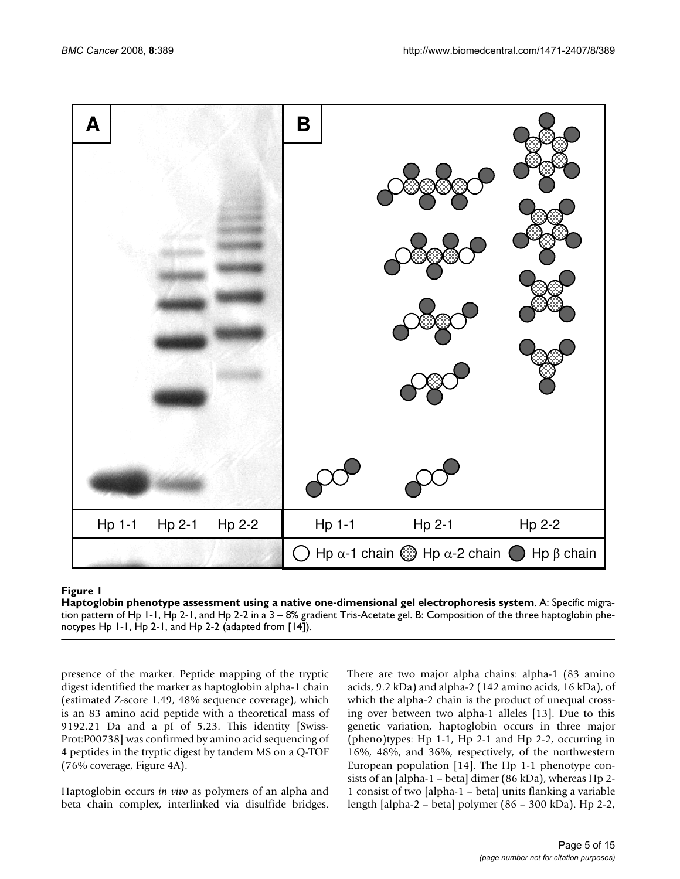**Figure 1**

**Haptoglobin phenotype assessment using a native one-dimensional gel electrophoresis system**. A: Specific migration pattern of Hp 1-1, Hp 2-1, and Hp 2-2 in a 3 – 8% gradient Tris-Acetate gel. B: Composition of the three haptoglobin phenotypes Hp 1-1, Hp 2-1, and Hp 2-2 (adapted from [14]).

presence of the marker. Peptide mapping of the tryptic digest identified the marker as haptoglobin alpha-1 chain (estimated Z-score 1.49, 48% sequence coverage), which is an 83 amino acid peptide with a theoretical mass of 9192.21 Da and a pI of 5.23. This identity [Swiss-Prot:P00738] was confirmed by amino acid sequencing of 4 peptides in the tryptic digest by tandem MS on a Q-TOF (76% coverage, Figure 4A).

Haptoglobin occurs *in vivo* as polymers of an alpha and beta chain complex, interlinked via disulfide bridges. There are two major alpha chains: alpha-1 (83 amino acids, 9.2 kDa) and alpha-2 (142 amino acids, 16 kDa), of which the alpha-2 chain is the product of unequal crossing over between two alpha-1 alleles [13]. Due to this genetic variation, haptoglobin occurs in three major (pheno)types: Hp 1-1, Hp 2-1 and Hp 2-2, occurring in 16%, 48%, and 36%, respectively, of the northwestern European population [14]. The Hp 1-1 phenotype consists of an [alpha-1 – beta] dimer (86 kDa), whereas Hp 2-1 consist of two [alpha-1 – beta] units flanking a variable length [alpha-2 – beta] polymer (86 – 300 kDa). Hp 2-2,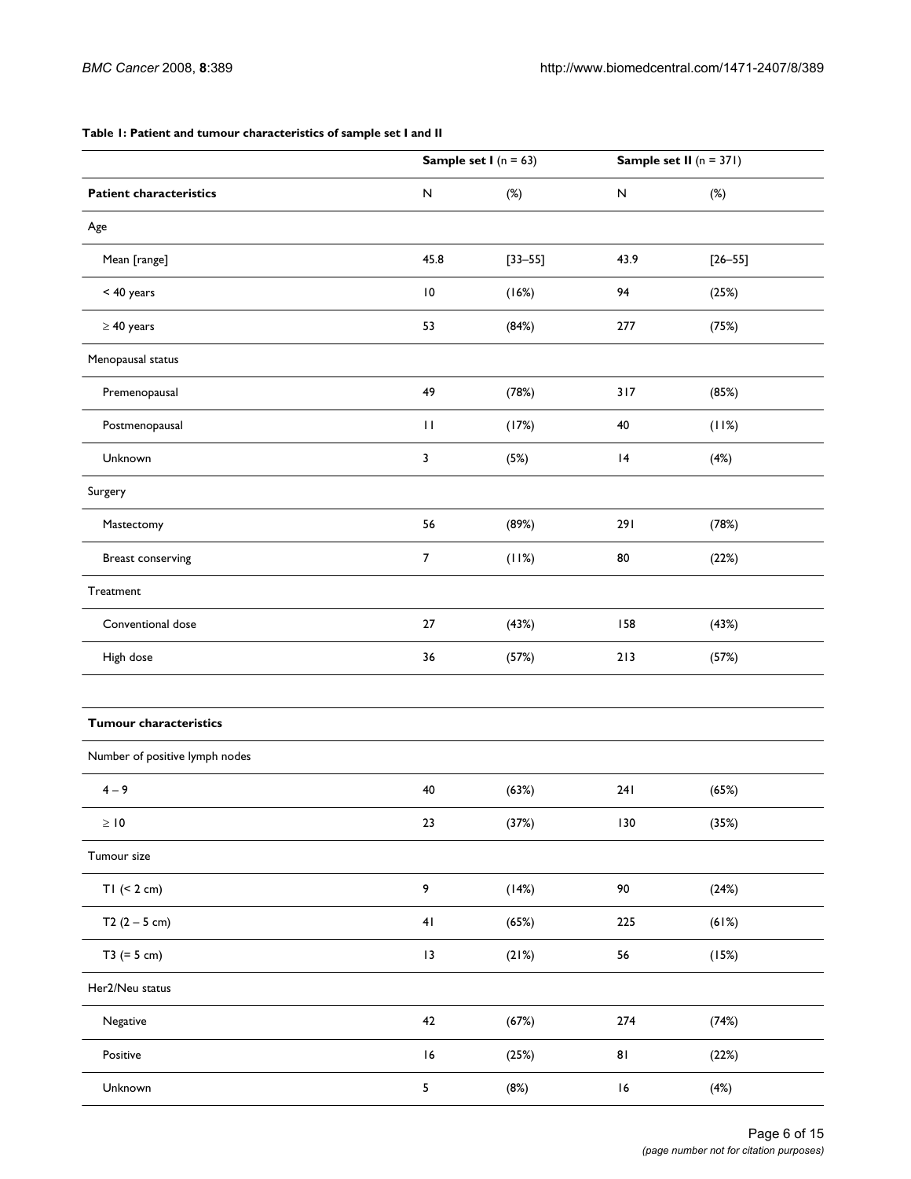**Table 1: Patient and tumour characteristics of sample set I and II**

| | **Sample set I** (n = 63) | | **Sample set II** (n = 371) | |
|---|---|---|---|---|
| **Patient characteristics** | N | (%) | N | (%) |
| Age | | | | |
| Mean [range] | 45.8 | [33–55] | 43.9 | [26–55] |
| < 40 years | 10 | (16%) | 94 | (25%) |
| ≥ 40 years | 53 | (84%) | 277 | (75%) |
| Menopausal status | | | | |
| Premenopausal | 49 | (78%) | 317 | (85%) |
| Postmenopausal | 11 | (17%) | 40 | (11%) |
| Unknown | 3 | (5%) | 14 | (4%) |
| Surgery | | | | |
| Mastectomy | 56 | (89%) | 291 | (78%) |
| Breast conserving | 7 | (11%) | 80 | (22%) |
| Treatment | | | | |
| Conventional dose | 27 | (43%) | 158 | (43%) |
| High dose | 36 | (57%) | 213 | (57%) |
| | | | | |
| **Tumour characteristics** | | | | |
| Number of positive lymph nodes | | | | |
| 4 – 9 | 40 | (63%) | 241 | (65%) |
| ≥ 10 | 23 | (37%) | 130 | (35%) |
| Tumour size | | | | |
| T1 (< 2 cm) | 9 | (14%) | 90 | (24%) |
| T2 (2 – 5 cm) | 41 | (65%) | 225 | (61%) |
| T3 (= 5 cm) | 13 | (21%) | 56 | (15%) |
| Her2/Neu status | | | | |
| Negative | 42 | (67%) | 274 | (74%) |
| Positive | 16 | (25%) | 81 | (22%) |
| Unknown | 5 | (8%) | 16 | (4%) |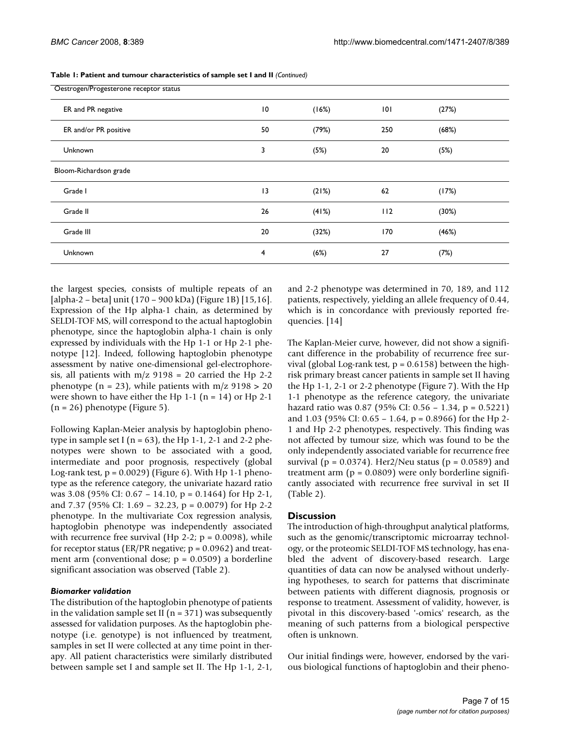**Table 1: Patient and tumour characteristics of sample set I and II** *(Continued)*

| | | | | |
|---|---|---|---|---|
| Oestrogen/Progesterone receptor status | | | | |
| ER and PR negative | 10 | (16%) | 101 | (27%) |
| ER and/or PR positive | 50 | (79%) | 250 | (68%) |
| Unknown | 3 | (5%) | 20 | (5%) |
| Bloom-Richardson grade | | | | |
| Grade I | 13 | (21%) | 62 | (17%) |
| Grade II | 26 | (41%) | 112 | (30%) |
| Grade III | 20 | (32%) | 170 | (46%) |
| Unknown | 4 | (6%) | 27 | (7%) |

the largest species, consists of multiple repeats of an [alpha-2 – beta] unit (170 – 900 kDa) (Figure 1B) [15,16]. Expression of the Hp alpha-1 chain, as determined by SELDI-TOF MS, will correspond to the actual haptoglobin phenotype, since the haptoglobin alpha-1 chain is only expressed by individuals with the Hp 1-1 or Hp 2-1 phenotype [12]. Indeed, following haptoglobin phenotype assessment by native one-dimensional gel-electrophoresis, all patients with m/z 9198 = 20 carried the Hp 2-2 phenotype (n = 23), while patients with m/z 9198 > 20 were shown to have either the Hp 1-1 (n = 14) or Hp 2-1 (n = 26) phenotype (Figure 5).

Following Kaplan-Meier analysis by haptoglobin phenotype in sample set I (n = 63), the Hp 1-1, 2-1 and 2-2 phenotypes were shown to be associated with a good, intermediate and poor prognosis, respectively (global Log-rank test, p = 0.0029) (Figure 6). With Hp 1-1 phenotype as the reference category, the univariate hazard ratio was 3.08 (95% CI: 0.67 – 14.10, p = 0.1464) for Hp 2-1, and 7.37 (95% CI: 1.69 – 32.23, p = 0.0079) for Hp 2-2 phenotype. In the multivariate Cox regression analysis, haptoglobin phenotype was independently associated with recurrence free survival (Hp 2-2; p = 0.0098), while for receptor status (ER/PR negative; p = 0.0962) and treatment arm (conventional dose; p = 0.0509) a borderline significant association was observed (Table 2).

### *Biomarker validation*

The distribution of the haptoglobin phenotype of patients in the validation sample set II (n = 371) was subsequently assessed for validation purposes. As the haptoglobin phenotype (i.e. genotype) is not influenced by treatment, samples in set II were collected at any time point in therapy. All patient characteristics were similarly distributed between sample set I and sample set II. The Hp 1-1, 2-1, and 2-2 phenotype was determined in 70, 189, and 112 patients, respectively, yielding an allele frequency of 0.44, which is in concordance with previously reported frequencies. [14]

The Kaplan-Meier curve, however, did not show a significant difference in the probability of recurrence free survival (global Log-rank test, p = 0.6158) between the high-risk primary breast cancer patients in sample set II having the Hp 1-1, 2-1 or 2-2 phenotype (Figure 7). With the Hp 1-1 phenotype as the reference category, the univariate hazard ratio was 0.87 (95% CI: 0.56 – 1.34, p = 0.5221) and 1.03 (95% CI: 0.65 – 1.64, p = 0.8966) for the Hp 2-1 and Hp 2-2 phenotypes, respectively. This finding was not affected by tumour size, which was found to be the only independently associated variable for recurrence free survival (p = 0.0374). Her2/Neu status (p = 0.0589) and treatment arm (p = 0.0809) were only borderline significantly associated with recurrence free survival in set II (Table 2).

## Discussion

The introduction of high-throughput analytical platforms, such as the genomic/transcriptomic microarray technology, or the proteomic SELDI-TOF MS technology, has enabled the advent of discovery-based research. Large quantities of data can now be analysed without underlying hypotheses, to search for patterns that discriminate between patients with different diagnosis, prognosis or response to treatment. Assessment of validity, however, is pivotal in this discovery-based '-omics' research, as the meaning of such patterns from a biological perspective often is unknown.

Our initial findings were, however, endorsed by the various biological functions of haptoglobin and their pheno-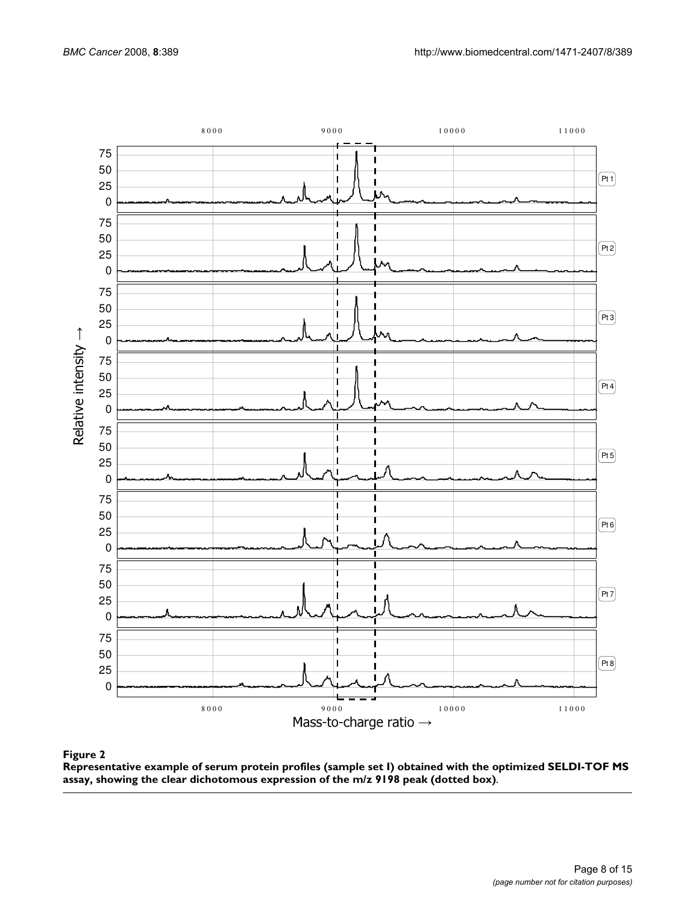**Figure 2**

**Representative example of serum protein profiles (sample set I) obtained with the optimized SELDI-TOF MS assay, showing the clear dichotomous expression of the m/z 9198 peak (dotted box)**.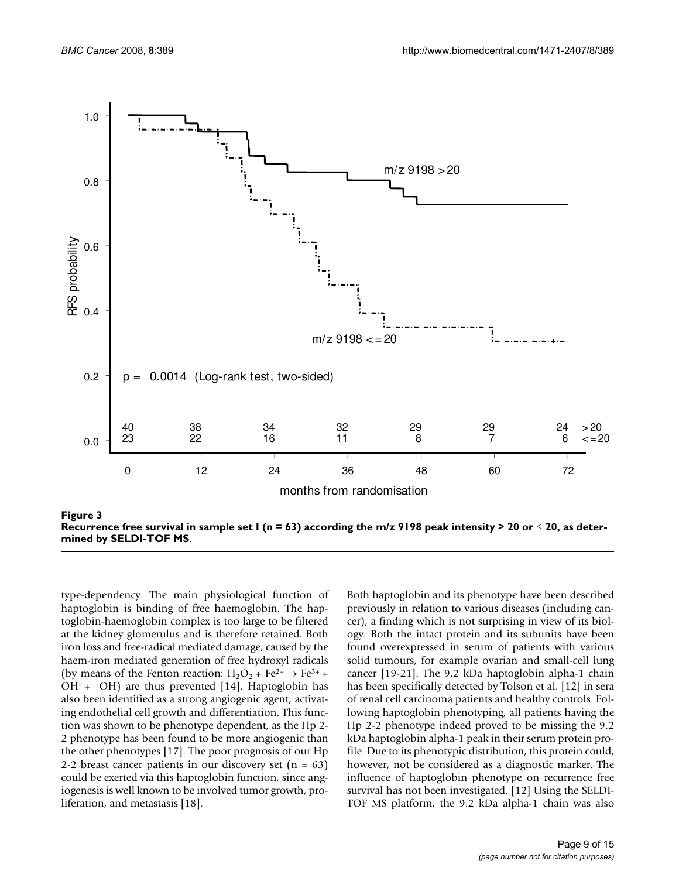**Figure 3**
**Recurrence free survival in sample set I (n = 63) according the m/z 9198 peak intensity > 20 or ≤ 20, as determined by SELDI-TOF MS**.

type-dependency. The main physiological function of haptoglobin is binding of free haemoglobin. The haptoglobin-haemoglobin complex is too large to be filtered at the kidney glomerulus and is therefore retained. Both iron loss and free-radical mediated damage, caused by the haem-iron mediated generation of free hydroxyl radicals (by means of the Fenton reaction: $H_2O_2 + Fe^{2+} \rightarrow Fe^{3+} + OH^- + {}^{\cdot}OH$) are thus prevented [14]. Haptoglobin has also been identified as a strong angiogenic agent, activating endothelial cell growth and differentiation. This function was shown to be phenotype dependent, as the Hp 2-2 phenotype has been found to be more angiogenic than the other phenotypes [17]. The poor prognosis of our Hp 2-2 breast cancer patients in our discovery set (n = 63) could be exerted via this haptoglobin function, since angiogenesis is well known to be involved tumor growth, proliferation, and metastasis [18].

Both haptoglobin and its phenotype have been described previously in relation to various diseases (including cancer), a finding which is not surprising in view of its biology. Both the intact protein and its subunits have been found overexpressed in serum of patients with various solid tumours, for example ovarian and small-cell lung cancer [19-21]. The 9.2 kDa haptoglobin alpha-1 chain has been specifically detected by Tolson et al. [12] in sera of renal cell carcinoma patients and healthy controls. Following haptoglobin phenotyping, all patients having the Hp 2-2 phenotype indeed proved to be missing the 9.2 kDa haptoglobin alpha-1 peak in their serum protein profile. Due to its phenotypic distribution, this protein could, however, not be considered as a diagnostic marker. The influence of haptoglobin phenotype on recurrence free survival has not been investigated. [12] Using the SELDI-TOF MS platform, the 9.2 kDa alpha-1 chain was also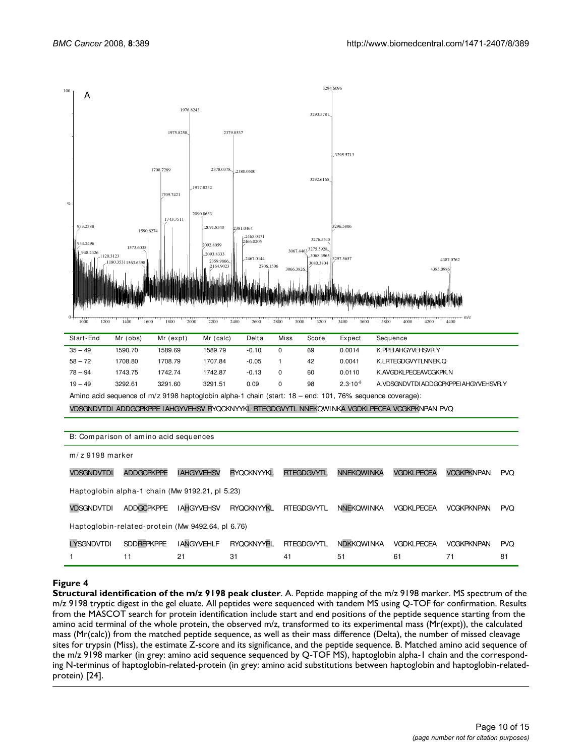A

| Start-End | Mr (obs) | Mr (expt) | Mr (calc) | Delta | Miss | Score | Expect | Sequence |
|---|---|---|---|---|---|---|---|---|
| 35 – 49 | 1590.70 | 1589.69 | 1589.79 | -0.10 | 0 | 69 | 0.0014 | K.PPEIAHGYVEHSVR.Y |
| 58 – 72 | 1708.80 | 1708.79 | 1707.84 | -0.05 | 1 | 42 | 0.0041 | K.LRTEGDGVYTLNNEK.Q |
| 78 – 94 | 1743.75 | 1742.74 | 1742.87 | -0.13 | 0 | 60 | 0.0110 | K.AVGDKLPECEAVCGKPK.N |
| 19 – 49 | 3292.61 | 3291.60 | 3291.51 | 0.09 | 0 | 98 | $2.3 \cdot 10^{-8}$ | A.VDSGNDVTDIADDGCPKPPEIAHGYVEHSVR.Y |

Amino acid sequence of m/z 9198 haptoglobin alpha-1 chain (start: 18 – end: 101, 76% sequence coverage):

VDSGNDVTDI ADDGCPKPPE IAHGYVEHSV RYQCKNYYKL RTEGDGVYTL NNEKQWINKA VGDKLPECEA VCGKPKNPAN PVQ

B: Comparison of amino acid sequences

| | | | | | | | | |
|---|---|---|---|---|---|---|---|---|
| m/z 9198 marker | | | | | | | | |
| VDSGNDVTDI | ADDGCPKPPE | IAHGYVEHSV | RYQCKNYYKL | RTEGDGVYTL | NNEKQWINKA | VGDKLPECEA | VCGKPKNPAN | PVQ |
| Haptoglobin alpha-1 chain (Mw 9192.21, pI 5.23) | | | | | | | | |
| VDSGNDVTDI | ADDGCPKPPE | IAHGYVEHSV | RYQCKNYYKL | RTEGDGVYTL | NNEKQWINKA | VGDKLPECEA | VCGKPKNPAN | PVQ |
| Haptoglobin-related-protein (Mw 9492.64, pI 6.76) | | | | | | | | |
| LYSGNDVTDI | SDDRFPKPPE | IANGYVEHLF | RYQCKNYYRL | RTEGDGVYTL | NDKKQWINKA | VGDKLPECEA | VCGKPKNPAN | PVQ |
| 1 | 11 | 21 | 31 | 41 | 51 | 61 | 71 | 81 |

**Figure 4**

**Structural identification of the m/z 9198 peak cluster**. A. Peptide mapping of the m/z 9198 marker. MS spectrum of the m/z 9198 tryptic digest in the gel eluate. All peptides were sequenced with tandem MS using Q-TOF for confirmation. Results from the MASCOT search for protein identification include start and end positions of the peptide sequence starting from the amino acid terminal of the whole protein, the observed m/z, transformed to its experimental mass (Mr(expt)), the calculated mass (Mr(calc)) from the matched peptide sequence, as well as their mass difference (Delta), the number of missed cleavage sites for trypsin (Miss), the estimate Z-score and its significance, and the peptide sequence. B. Matched amino acid sequence of the m/z 9198 marker (in grey: amino acid sequence sequenced by Q-TOF MS), haptoglobin alpha-1 chain and the corresponding N-terminus of haptoglobin-related-protein (in grey: amino acid substitutions between haptoglobin and haptoglobin-related-protein) [24].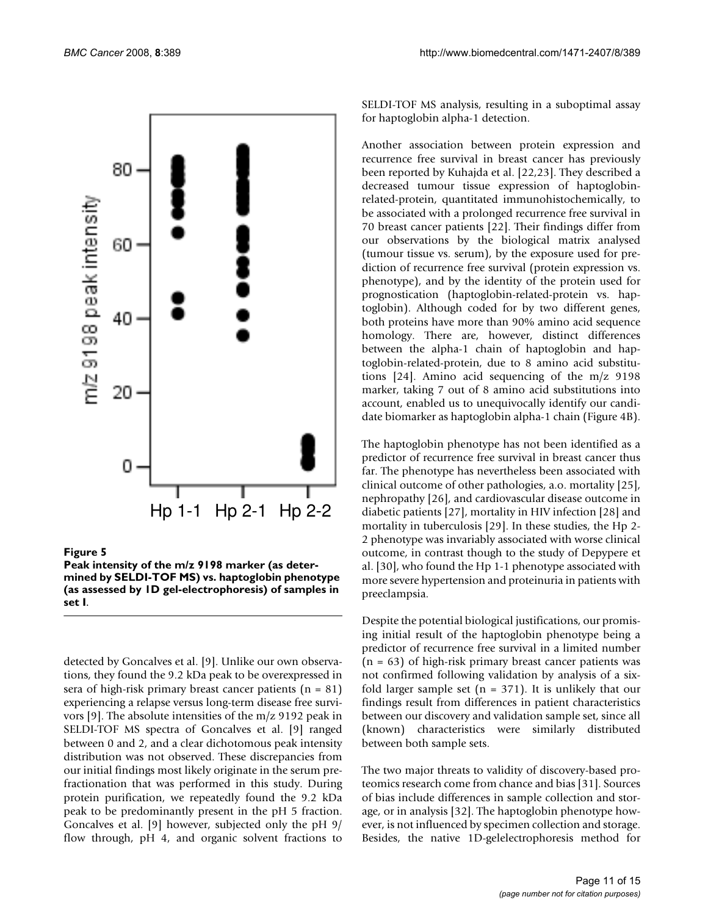**Figure 5**

**Peak intensity of the m/z 9198 marker (as determined by SELDI-TOF MS) vs. haptoglobin phenotype (as assessed by 1D gel-electrophoresis) of samples in set I**.

detected by Goncalves et al. [9]. Unlike our own observations, they found the 9.2 kDa peak to be overexpressed in sera of high-risk primary breast cancer patients (n = 81) experiencing a relapse versus long-term disease free survivors [9]. The absolute intensities of the m/z 9192 peak in SELDI-TOF MS spectra of Goncalves et al. [9] ranged between 0 and 2, and a clear dichotomous peak intensity distribution was not observed. These discrepancies from our initial findings most likely originate in the serum prefractionation that was performed in this study. During protein purification, we repeatedly found the 9.2 kDa peak to be predominantly present in the pH 5 fraction. Goncalves et al. [9] however, subjected only the pH 9/flow through, pH 4, and organic solvent fractions to SELDI-TOF MS analysis, resulting in a suboptimal assay for haptoglobin alpha-1 detection.

Another association between protein expression and recurrence free survival in breast cancer has previously been reported by Kuhajda et al. [22,23]. They described a decreased tumour tissue expression of haptoglobin-related-protein, quantitated immunohistochemically, to be associated with a prolonged recurrence free survival in 70 breast cancer patients [22]. Their findings differ from our observations by the biological matrix analysed (tumour tissue vs. serum), by the exposure used for prediction of recurrence free survival (protein expression vs. phenotype), and by the identity of the protein used for prognostication (haptoglobin-related-protein vs. haptoglobin). Although coded for by two different genes, both proteins have more than 90% amino acid sequence homology. There are, however, distinct differences between the alpha-1 chain of haptoglobin and haptoglobin-related-protein, due to 8 amino acid substitutions [24]. Amino acid sequencing of the m/z 9198 marker, taking 7 out of 8 amino acid substitutions into account, enabled us to unequivocally identify our candidate biomarker as haptoglobin alpha-1 chain (Figure 4B).

The haptoglobin phenotype has not been identified as a predictor of recurrence free survival in breast cancer thus far. The phenotype has nevertheless been associated with clinical outcome of other pathologies, a.o. mortality [25], nephropathy [26], and cardiovascular disease outcome in diabetic patients [27], mortality in HIV infection [28] and mortality in tuberculosis [29]. In these studies, the Hp 2-2 phenotype was invariably associated with worse clinical outcome, in contrast though to the study of Depypere et al. [30], who found the Hp 1-1 phenotype associated with more severe hypertension and proteinuria in patients with preeclampsia.

Despite the potential biological justifications, our promising initial result of the haptoglobin phenotype being a predictor of recurrence free survival in a limited number (n = 63) of high-risk primary breast cancer patients was not confirmed following validation by analysis of a six-fold larger sample set (n = 371). It is unlikely that our findings result from differences in patient characteristics between our discovery and validation sample set, since all (known) characteristics were similarly distributed between both sample sets.

The two major threats to validity of discovery-based proteomics research come from chance and bias [31]. Sources of bias include differences in sample collection and storage, or in analysis [32]. The haptoglobin phenotype however, is not influenced by specimen collection and storage. Besides, the native 1D-gelelectrophoresis method for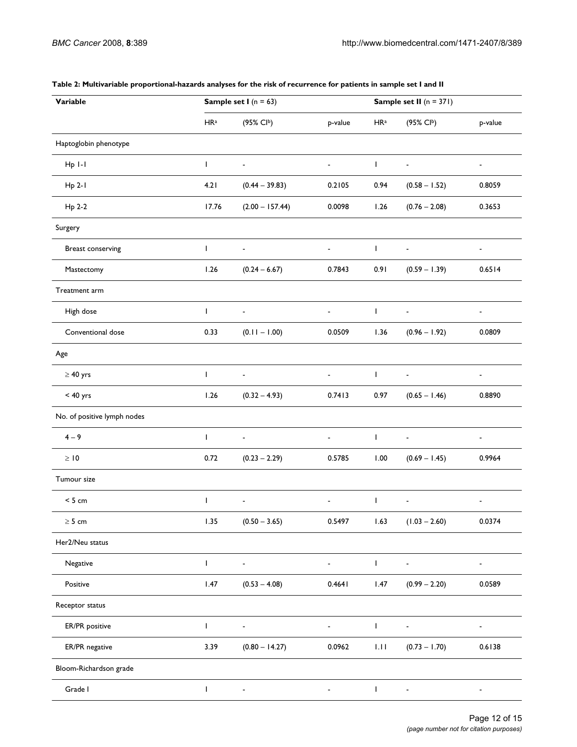**Table 2: Multivariable proportional-hazards analyses for the risk of recurrence for patients in sample set I and II**

| Variable | Sample set I (n = 63) | | | Sample set II (n = 371) | | |
|---|---|---|---|---|---|---|
| | HR[a] | (95% CI[b]) | p-value | HR[a] | (95% CI[b]) | p-value |
| Haptoglobin phenotype | | | | | | |
| Hp 1-1 | 1 | - | - | 1 | - | - |
| Hp 2-1 | 4.21 | (0.44 – 39.83) | 0.2105 | 0.94 | (0.58 – 1.52) | 0.8059 |
| Hp 2-2 | 17.76 | (2.00 – 157.44) | 0.0098 | 1.26 | (0.76 – 2.08) | 0.3653 |
| Surgery | | | | | | |
| Breast conserving | 1 | - | - | 1 | - | - |
| Mastectomy | 1.26 | (0.24 – 6.67) | 0.7843 | 0.91 | (0.59 – 1.39) | 0.6514 |
| Treatment arm | | | | | | |
| High dose | 1 | - | - | 1 | - | - |
| Conventional dose | 0.33 | (0.11 – 1.00) | 0.0509 | 1.36 | (0.96 – 1.92) | 0.0809 |
| Age | | | | | | |
| ≥ 40 yrs | 1 | - | - | 1 | - | - |
| < 40 yrs | 1.26 | (0.32 – 4.93) | 0.7413 | 0.97 | (0.65 – 1.46) | 0.8890 |
| No. of positive lymph nodes | | | | | | |
| 4 – 9 | 1 | - | - | 1 | - | - |
| ≥ 10 | 0.72 | (0.23 – 2.29) | 0.5785 | 1.00 | (0.69 – 1.45) | 0.9964 |
| Tumour size | | | | | | |
| < 5 cm | 1 | - | - | 1 | - | - |
| ≥ 5 cm | 1.35 | (0.50 – 3.65) | 0.5497 | 1.63 | (1.03 – 2.60) | 0.0374 |
| Her2/Neu status | | | | | | |
| Negative | 1 | - | - | 1 | - | - |
| Positive | 1.47 | (0.53 – 4.08) | 0.4641 | 1.47 | (0.99 – 2.20) | 0.0589 |
| Receptor status | | | | | | |
| ER/PR positive | 1 | - | - | 1 | - | - |
| ER/PR negative | 3.39 | (0.80 – 14.27) | 0.0962 | 1.11 | (0.73 – 1.70) | 0.6138 |
| Bloom-Richardson grade | | | | | | |
| Grade I | 1 | - | - | 1 | - | - |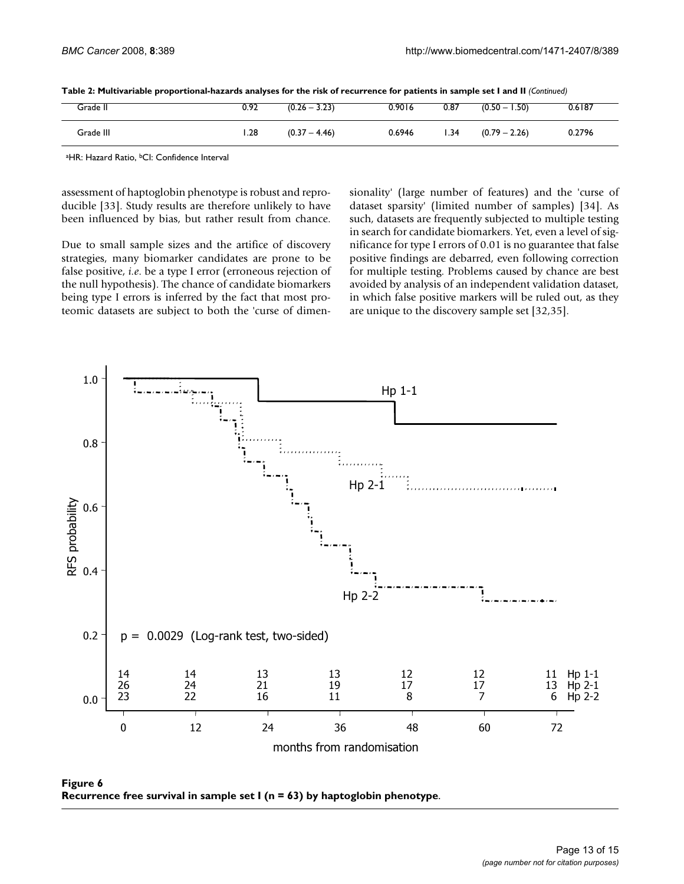**Table 2: Multivariable proportional-hazards analyses for the risk of recurrence for patients in sample set I and II** *(Continued)*

| | | | | | | |
|---|---|---|---|---|---|---|
| Grade II | 0.92 | (0.26 – 3.23) | 0.9016 | 0.87 | (0.50 – 1.50) | 0.6187 |
| Grade III | 1.28 | (0.37 – 4.46) | 0.6946 | 1.34 | (0.79 – 2.26) | 0.2796 |

[a]HR: Hazard Ratio, [b]CI: Confidence Interval

assessment of haptoglobin phenotype is robust and reproducible [33]. Study results are therefore unlikely to have been influenced by bias, but rather result from chance.

Due to small sample sizes and the artifice of discovery strategies, many biomarker candidates are prone to be false positive, *i.e.* be a type I error (erroneous rejection of the null hypothesis). The chance of candidate biomarkers being type I errors is inferred by the fact that most proteomic datasets are subject to both the 'curse of dimensionality' (large number of features) and the 'curse of dataset sparsity' (limited number of samples) [34]. As such, datasets are frequently subjected to multiple testing in search for candidate biomarkers. Yet, even a level of significance for type I errors of 0.01 is no guarantee that false positive findings are debarred, even following correction for multiple testing. Problems caused by chance are best avoided by analysis of an independent validation dataset, in which false positive markers will be ruled out, as they are unique to the discovery sample set [32,35].

**Figure 6**
**Recurrence free survival in sample set I (n = 63) by haptoglobin phenotype**.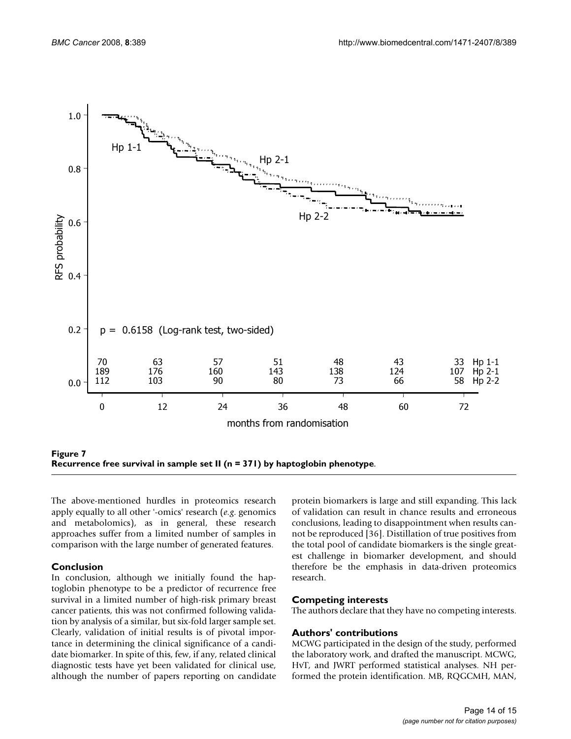**Figure 7**
**Recurrence free survival in sample set II (n = 371) by haptoglobin phenotype**.

The above-mentioned hurdles in proteomics research apply equally to all other '-omics' research (*e.g*. genomics and metabolomics), as in general, these research approaches suffer from a limited number of samples in comparison with the large number of generated features.

## Conclusion

In conclusion, although we initially found the haptoglobin phenotype to be a predictor of recurrence free survival in a limited number of high-risk primary breast cancer patients, this was not confirmed following validation by analysis of a similar, but six-fold larger sample set. Clearly, validation of initial results is of pivotal importance in determining the clinical significance of a candidate biomarker. In spite of this, few, if any, related clinical diagnostic tests have yet been validated for clinical use, although the number of papers reporting on candidate protein biomarkers is large and still expanding. This lack of validation can result in chance results and erroneous conclusions, leading to disappointment when results cannot be reproduced [36]. Distillation of true positives from the total pool of candidate biomarkers is the single greatest challenge in biomarker development, and should therefore be the emphasis in data-driven proteomics research.

## Competing interests

The authors declare that they have no competing interests.

## Authors' contributions

MCWG participated in the design of the study, performed the laboratory work, and drafted the manuscript. MCWG, HvT, and JWRT performed statistical analyses. NH performed the protein identification. MB, RQGCMH, MAN,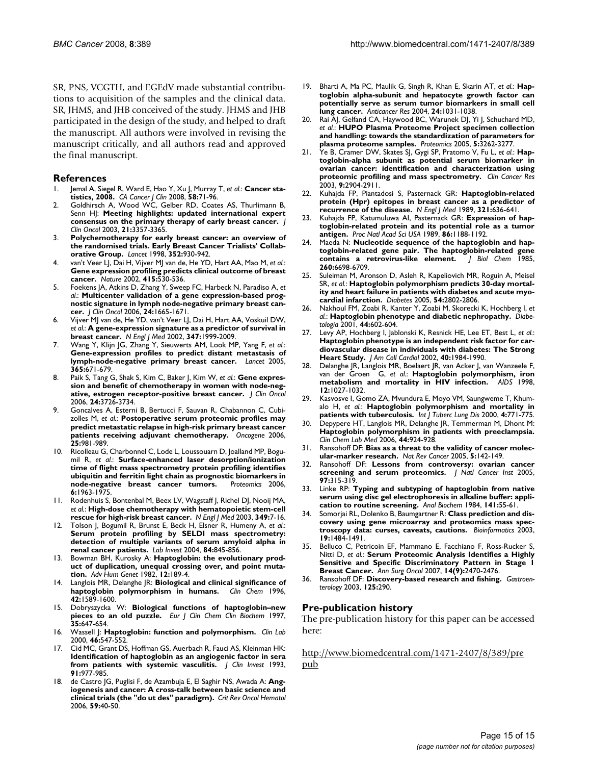SR, PNS, VCGTH, and EGEdV made substantial contributions to acquisition of the samples and the clinical data. SR, JHMS, and JHB conceived of the study. JHMS and JHB participated in the design of the study, and helped to draft the manuscript. All authors were involved in revising the manuscript critically, and all authors read and approved the final manuscript.

## References

1. Jemal A, Siegel R, Ward E, Hao Y, Xu J, Murray T, *et al.*: **Cancer statistics, 2008.** *CA Cancer J Clin* 2008, **58:**71-96.
2. Goldhirsch A, Wood WC, Gelber RD, Coates AS, Thurlimann B, Senn HJ: **Meeting highlights: updated international expert consensus on the primary therapy of early breast cancer.** *J Clin Oncol* 2003, **21:**3357-3365.
3. **Polychemotherapy for early breast cancer: an overview of the randomised trials. Early Breast Cancer Trialists' Collaborative Group.** *Lancet* 1998, **352:**930-942.
4. van't Veer LJ, Dai H, Vijver MJ van de, He YD, Hart AA, Mao M, *et al.*: **Gene expression profiling predicts clinical outcome of breast cancer.** *Nature* 2002, **415:**530-536.
5. Foekens JA, Atkins D, Zhang Y, Sweep FC, Harbeck N, Paradiso A, *et al.*: **Multicenter validation of a gene expression-based prognostic signature in lymph node-negative primary breast cancer.** *J Clin Oncol* 2006, **24:**1665-1671.
6. Vijver MJ van de, He YD, van't Veer LJ, Dai H, Hart AA, Voskuil DW, *et al.*: **A gene-expression signature as a predictor of survival in breast cancer.** *N Engl J Med* 2002, **347:**1999-2009.
7. Wang Y, Klijn JG, Zhang Y, Sieuwerts AM, Look MP, Yang F, *et al.*: **Gene-expression profiles to predict distant metastasis of lymph-node-negative primary breast cancer.** *Lancet* 2005, **365:**671-679.
8. Paik S, Tang G, Shak S, Kim C, Baker J, Kim W, *et al.*: **Gene expression and benefit of chemotherapy in women with node-negative, estrogen receptor-positive breast cancer.** *J Clin Oncol* 2006, **24:**3726-3734.
9. Goncalves A, Esterni B, Bertucci F, Sauvan R, Chabannon C, Cubizolles M, *et al.*: **Postoperative serum proteomic profiles may predict metastatic relapse in high-risk primary breast cancer patients receiving adjuvant chemotherapy.** *Oncogene* 2006, **25:**981-989.
10. Ricolleau G, Charbonnel C, Lode L, Loussouarn D, Joalland MP, Bogumil R, *et al.*: **Surface-enhanced laser desorption/ionization time of flight mass spectrometry protein profiling identifies ubiquitin and ferritin light chain as prognostic biomarkers in node-negative breast cancer tumors.** *Proteomics* 2006, **6:**1963-1975.
11. Rodenhuis S, Bontenbal M, Beex LV, Wagstaff J, Richel DJ, Nooij MA, *et al.*: **High-dose chemotherapy with hematopoietic stem-cell rescue for high-risk breast cancer.** *N Engl J Med* 2003, **349:**7-16.
12. Tolson J, Bogumil R, Brunst E, Beck H, Elsner R, Humeny A, *et al.*: **Serum protein profiling by SELDI mass spectrometry: detection of multiple variants of serum amyloid alpha in renal cancer patients.** *Lab Invest* 2004, **84:**845-856.
13. Bowman BH, Kurosky A: **Haptoglobin: the evolutionary product of duplication, unequal crossing over, and point mutation.** *Adv Hum Genet* 1982, **12:**189-4.
14. Langlois MR, Delanghe JR: **Biological and clinical significance of haptoglobin polymorphism in humans.** *Clin Chem* 1996, **42:**1589-1600.
15. Dobryszycka W: **Biological functions of haptoglobin–new pieces to an old puzzle.** *Eur J Clin Chem Clin Biochem* 1997, **35:**647-654.
16. Wassell J: **Haptoglobin: function and polymorphism.** *Clin Lab* 2000, **46:**547-552.
17. Cid MC, Grant DS, Hoffman GS, Auerbach R, Fauci AS, Kleinman HK: **Identification of haptoglobin as an angiogenic factor in sera from patients with systemic vasculitis.** *J Clin Invest* 1993, **91:**977-985.
18. de Castro JG, Puglisi F, de Azambuja E, El Saghir NS, Awada A: **Angiogenesis and cancer: A cross-talk between basic science and clinical trials (the "do ut des" paradigm).** *Crit Rev Oncol Hematol* 2006, **59:**40-50.
19. Bharti A, Ma PC, Maulik G, Singh R, Khan E, Skarin AT, *et al.*: **Haptoglobin alpha-subunit and hepatocyte growth factor can potentially serve as serum tumor biomarkers in small cell lung cancer.** *Anticancer Res* 2004, **24:**1031-1038.
20. Rai AJ, Gelfand CA, Haywood BC, Warunek DJ, Yi J, Schuchard MD, *et al.*: **HUPO Plasma Proteome Project specimen collection and handling: towards the standardization of parameters for plasma proteome samples.** *Proteomics* 2005, **5:**3262-3277.
21. Ye B, Cramer DW, Skates SJ, Gygi SP, Pratomo V, Fu L, *et al.*: **Haptoglobin-alpha subunit as potential serum biomarker in ovarian cancer: identification and characterization using proteomic profiling and mass spectrometry.** *Clin Cancer Res* 2003, **9:**2904-2911.
22. Kuhajda FP, Piantadosi S, Pasternack GR: **Haptoglobin-related protein (Hpr) epitopes in breast cancer as a predictor of recurrence of the disease.** *N Engl J Med* 1989, **321:**636-641.
23. Kuhajda FP, Katumuluwa AI, Pasternack GR: **Expression of haptoglobin-related protein and its potential role as a tumor antigen.** *Proc Natl Acad Sci USA* 1989, **86:**1188-1192.
24. Maeda N: **Nucleotide sequence of the haptoglobin and haptoglobin-related gene pair. The haptoglobin-related gene contains a retrovirus-like element.** *J Biol Chem* 1985, **260:**6698-6709.
25. Suleiman M, Aronson D, Asleh R, Kapeliovich MR, Roguin A, Meisel SR, *et al.*: **Haptoglobin polymorphism predicts 30-day mortality and heart failure in patients with diabetes and acute myocardial infarction.** *Diabetes* 2005, **54:**2802-2806.
26. Nakhoul FM, Zoabi R, Kanter Y, Zoabi M, Skorecki K, Hochberg I, *et al.*: **Haptoglobin phenotype and diabetic nephropathy.** *Diabetologia* 2001, **44:**602-604.
27. Levy AP, Hochberg I, Jablonski K, Resnick HE, Lee ET, Best L, *et al.*: **Haptoglobin phenotype is an independent risk factor for cardiovascular disease in individuals with diabetes: The Strong Heart Study.** *J Am Coll Cardiol* 2002, **40:**1984-1990.
28. Delanghe JR, Langlois MR, Boelaert JR, van Acker J, van Wanzeele F, van der Groen G, *et al.*: **Haptoglobin polymorphism, iron metabolism and mortality in HIV infection.** *AIDS* 1998, **12:**1027-1032.
29. Kasvosve I, Gomo ZA, Mvundura E, Moyo VM, Saungweme T, Khumalo H, *et al.*: **Haptoglobin polymorphism and mortality in patients with tuberculosis.** *Int J Tuberc Lung Dis* 2000, **4:**771-775.
30. Depypere HT, Langlois MR, Delanghe JR, Temmerman M, Dhont M: **Haptoglobin polymorphism in patients with preeclampsia.** *Clin Chem Lab Med* 2006, **44:**924-928.
31. Ransohoff DF: **Bias as a threat to the validity of cancer molecular-marker research.** *Nat Rev Cancer* 2005, **5:**142-149.
32. Ransohoff DF: **Lessons from controversy: ovarian cancer screening and serum proteomics.** *J Natl Cancer Inst* 2005, **97:**315-319.
33. Linke RP: **Typing and subtyping of haptoglobin from native serum using disc gel electrophoresis in alkaline buffer: application to routine screening.** *Anal Biochem* 1984, **141:**55-61.
34. Somorjai RL, Dolenko B, Baumgartner R: **Class prediction and discovery using gene microarray and proteomics mass spectroscopy data: curses, caveats, cautions.** *Bioinformatics* 2003, **19:**1484-1491.
35. Belluco C, Petricoin EF, Mammano E, Facchiano F, Ross-Rucker S, Nitti D, *et al.*: **Serum Proteomic Analysis Identifies a Highly Sensitive and Specific Discriminatory Pattern in Stage 1 Breast Cancer.** *Ann Surg Oncol* 2007, **14(9):**2470-2476.
36. Ransohoff DF: **Discovery-based research and fishing.** *Gastroenterology* 2003, **125:**290.

## Pre-publication history

The pre-publication history for this paper can be accessed here:

http://www.biomedcentral.com/1471-2407/8/389/prepub